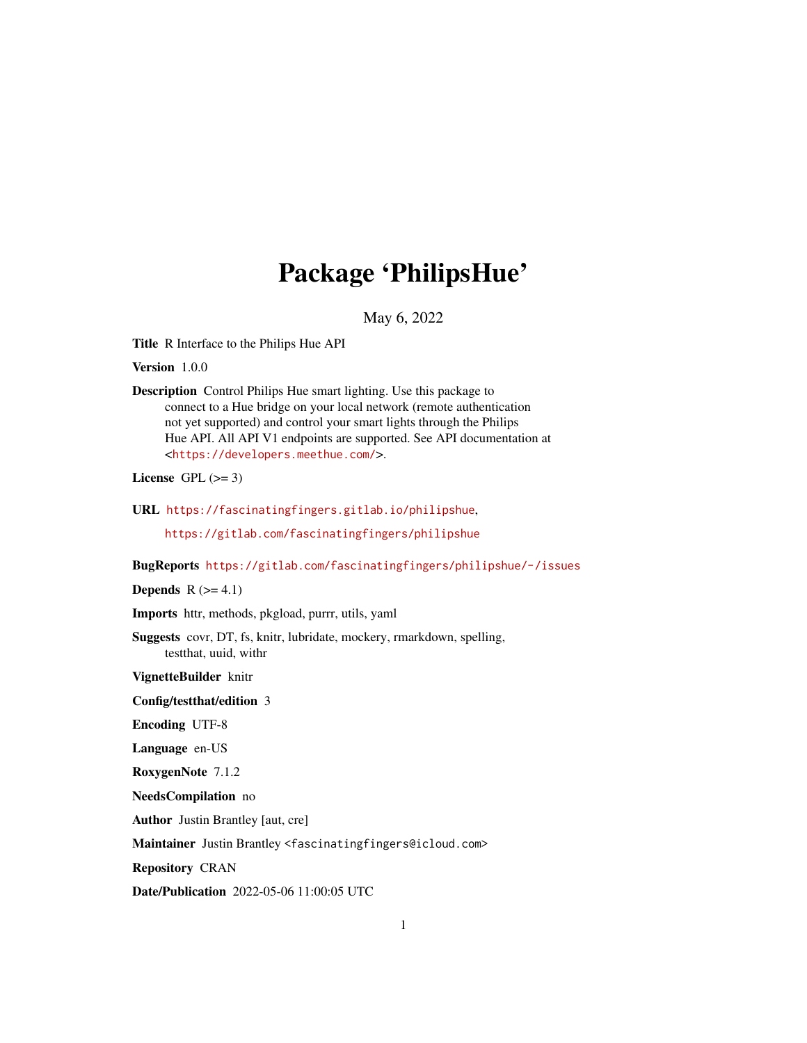# Package 'PhilipsHue'

May 6, 2022

**Title** R Interface to the Philips Hue API

**Version** 1.0.0

**Description** Control Philips Hue smart lighting. Use this package to connect to a Hue bridge on your local network (remote authentication not yet supported) and control your smart lights through the Philips Hue API. All API V1 endpoints are supported. See API documentation at <https://developers.meethue.com/>.

**License** GPL (>= 3)

**URL** https://fascinatingfingers.gitlab.io/philipshue, https://gitlab.com/fascinatingfingers/philipshue

**BugReports** https://gitlab.com/fascinatingfingers/philipshue/-/issues

**Depends** R (>= 4.1)

**Imports** httr, methods, pkgload, purrr, utils, yaml

**Suggests** covr, DT, fs, knitr, lubridate, mockery, rmarkdown, spelling, testthat, uuid, withr

**VignetteBuilder** knitr

**Config/testthat/edition** 3

**Encoding** UTF-8

**Language** en-US

**RoxygenNote** 7.1.2

**NeedsCompilation** no

**Author** Justin Brantley [aut, cre]

**Maintainer** Justin Brantley <fascinatingfingers@icloud.com>

**Repository** CRAN

**Date/Publication** 2022-05-06 11:00:05 UTC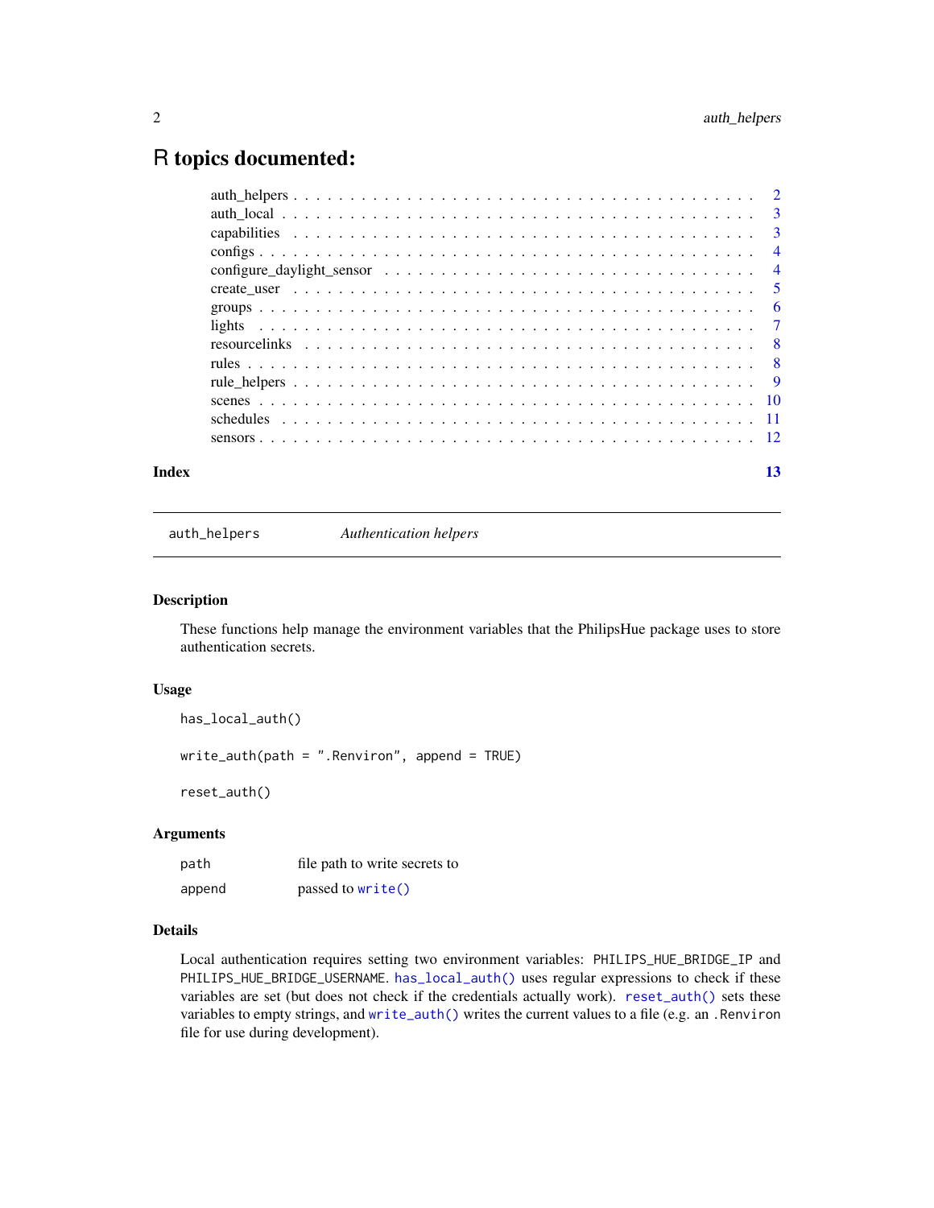# R topics documented:

| | |
|---|---|
| auth_helpers | 2 |
| auth_local | 3 |
| capabilities | 3 |
| configs | 4 |
| configure_daylight_sensor | 4 |
| create_user | 5 |
| groups | 6 |
| lights | 7 |
| resourcelinks | 8 |
| rules | 8 |
| rule_helpers | 9 |
| scenes | 10 |
| schedules | 11 |
| sensors | 12 |
| **Index** | **13** |

---

auth_helpers — *Authentication helpers*

---

### Description

These functions help manage the environment variables that the PhilipsHue package uses to store authentication secrets.

### Usage

```
has_local_auth()

write_auth(path = ".Renviron", append = TRUE)

reset_auth()
```

### Arguments

| | |
|---|---|
| `path` | file path to write secrets to |
| `append` | passed to `write()` |

### Details

Local authentication requires setting two environment variables: `PHILIPS_HUE_BRIDGE_IP` and `PHILIPS_HUE_BRIDGE_USERNAME`. `has_local_auth()` uses regular expressions to check if these variables are set (but does not check if the credentials actually work). `reset_auth()` sets these variables to empty strings, and `write_auth()` writes the current values to a file (e.g. an `.Renviron` file for use during development).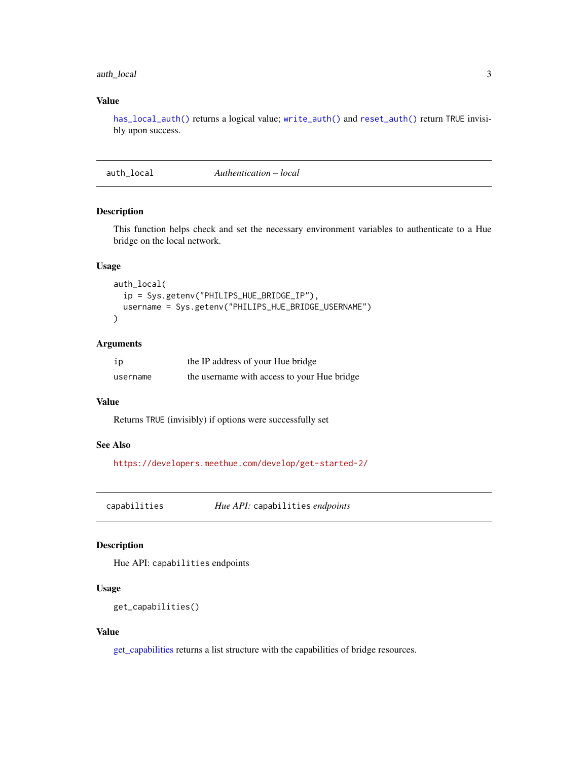### Value

`has_local_auth()` returns a logical value; `write_auth()` and `reset_auth()` return `TRUE` invisibly upon success.

---

## auth_local — *Authentication – local*

### Description

This function helps check and set the necessary environment variables to authenticate to a Hue bridge on the local network.

### Usage

```
auth_local(
  ip = Sys.getenv("PHILIPS_HUE_BRIDGE_IP"),
  username = Sys.getenv("PHILIPS_HUE_BRIDGE_USERNAME")
)
```

### Arguments

| | |
|---|---|
| `ip` | the IP address of your Hue bridge |
| `username` | the username with access to your Hue bridge |

### Value

Returns `TRUE` (invisibly) if options were successfully set

### See Also

https://developers.meethue.com/develop/get-started-2/

---

## capabilities — *Hue API:* `capabilities` *endpoints*

### Description

Hue API: `capabilities` endpoints

### Usage

```
get_capabilities()
```

### Value

get_capabilities returns a list structure with the capabilities of bridge resources.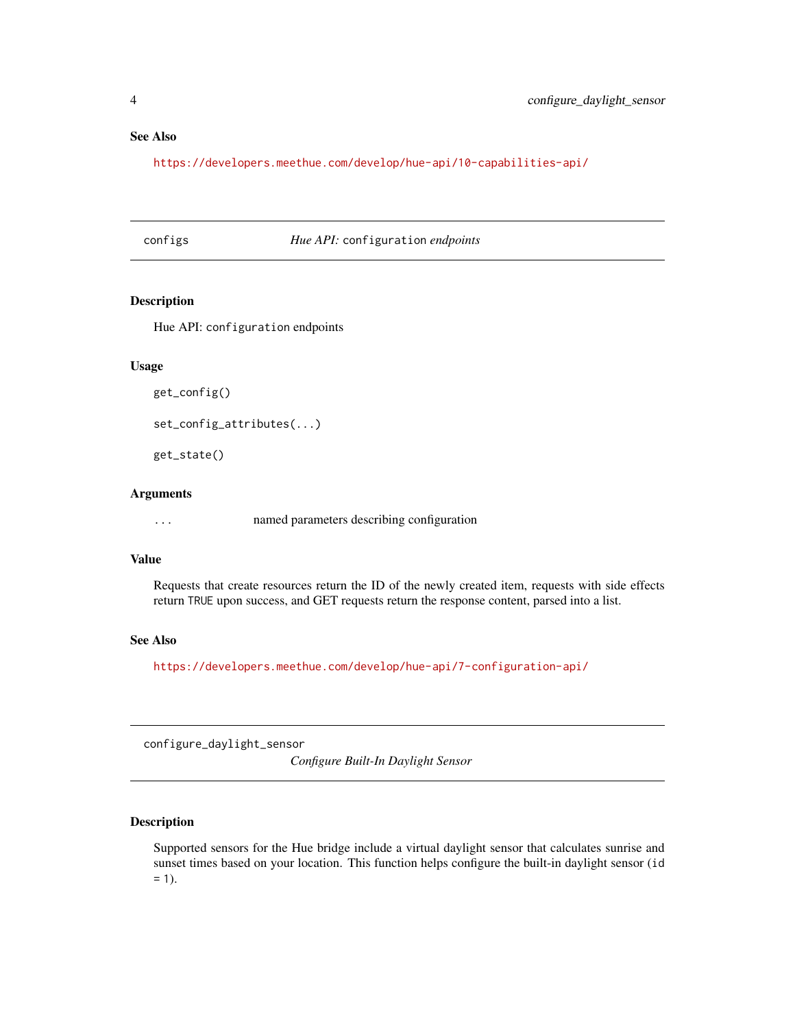## See Also

https://developers.meethue.com/develop/hue-api/10-capabilities-api/

---

## configs — *Hue API:* `configuration` *endpoints*

### Description

Hue API: `configuration` endpoints

### Usage

```
get_config()

set_config_attributes(...)

get_state()
```

### Arguments

| | |
|---|---|
| `...` | named parameters describing configuration |

### Value

Requests that create resources return the ID of the newly created item, requests with side effects return `TRUE` upon success, and GET requests return the response content, parsed into a list.

### See Also

https://developers.meethue.com/develop/hue-api/7-configuration-api/

---

## configure_daylight_sensor — *Configure Built-In Daylight Sensor*

### Description

Supported sensors for the Hue bridge include a virtual daylight sensor that calculates sunrise and sunset times based on your location. This function helps configure the built-in daylight sensor (`id = 1`).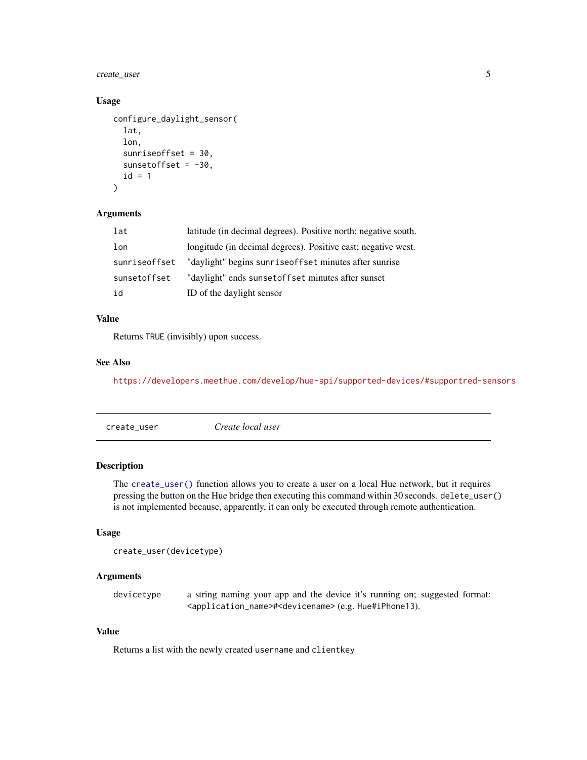### Usage

```
configure_daylight_sensor(
  lat,
  lon,
  sunriseoffset = 30,
  sunsetoffset = -30,
  id = 1
)
```

### Arguments

| | |
|---|---|
| `lat` | latitude (in decimal degrees). Positive north; negative south. |
| `lon` | longitude (in decimal degrees). Positive east; negative west. |
| `sunriseoffset` | "daylight" begins `sunriseoffset` minutes after sunrise |
| `sunsetoffset` | "daylight" ends `sunsetoffset` minutes after sunset |
| `id` | ID of the daylight sensor |

### Value

Returns `TRUE` (invisibly) upon success.

### See Also

https://developers.meethue.com/develop/hue-api/supported-devices/#supportred-sensors

---

## create_user — *Create local user*

### Description

The `create_user()` function allows you to create a user on a local Hue network, but it requires pressing the button on the Hue bridge then executing this command within 30 seconds. `delete_user()` is not implemented because, apparently, it can only be executed through remote authentication.

### Usage

```
create_user(devicetype)
```

### Arguments

| | |
|---|---|
| `devicetype` | a string naming your app and the device it's running on; suggested format: `<application_name>#<devicename>` (e.g. `Hue#iPhone13`). |

### Value

Returns a list with the newly created `username` and `clientkey`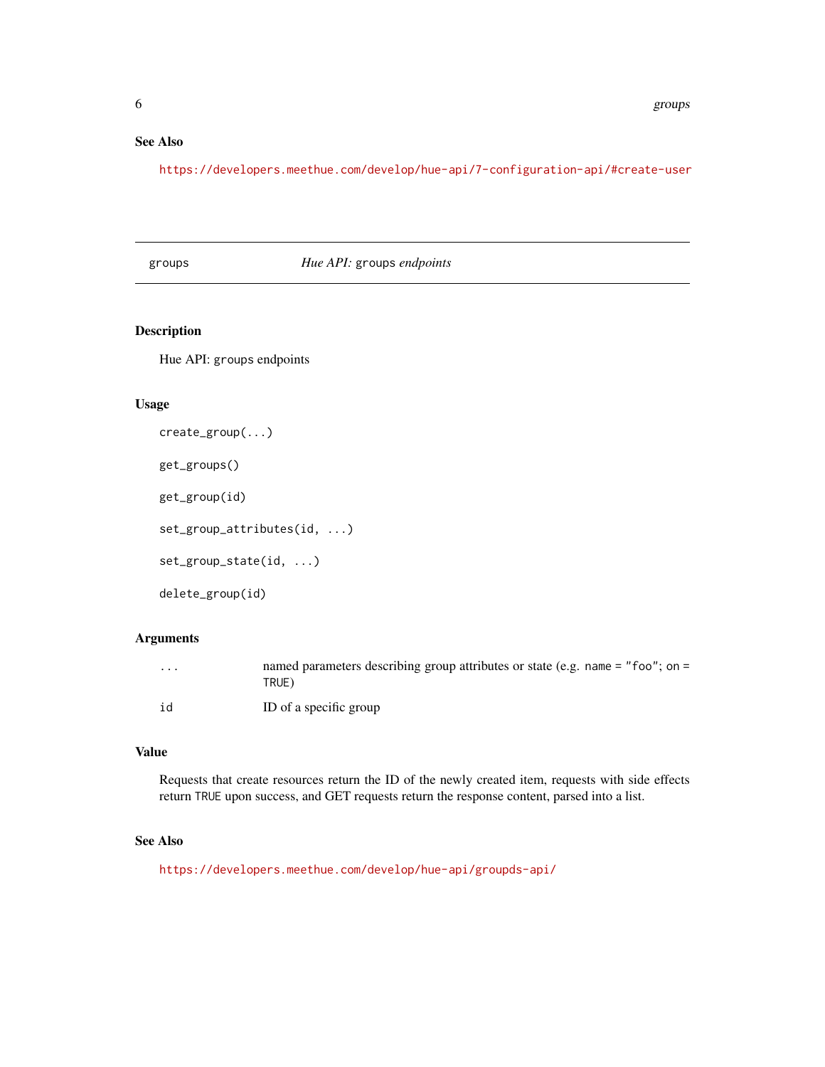## See Also

https://developers.meethue.com/develop/hue-api/7-configuration-api/#create-user

---

groups — *Hue API:* `groups` *endpoints*

---

## Description

Hue API: `groups` endpoints

## Usage

```
create_group(...)

get_groups()

get_group(id)

set_group_attributes(id, ...)

set_group_state(id, ...)

delete_group(id)
```

## Arguments

| | |
|---|---|
| `...` | named parameters describing group attributes or state (e.g. `name = "foo"`; `on = TRUE`) |
| `id` | ID of a specific group |

## Value

Requests that create resources return the ID of the newly created item, requests with side effects return `TRUE` upon success, and GET requests return the response content, parsed into a list.

## See Also

https://developers.meethue.com/develop/hue-api/groupds-api/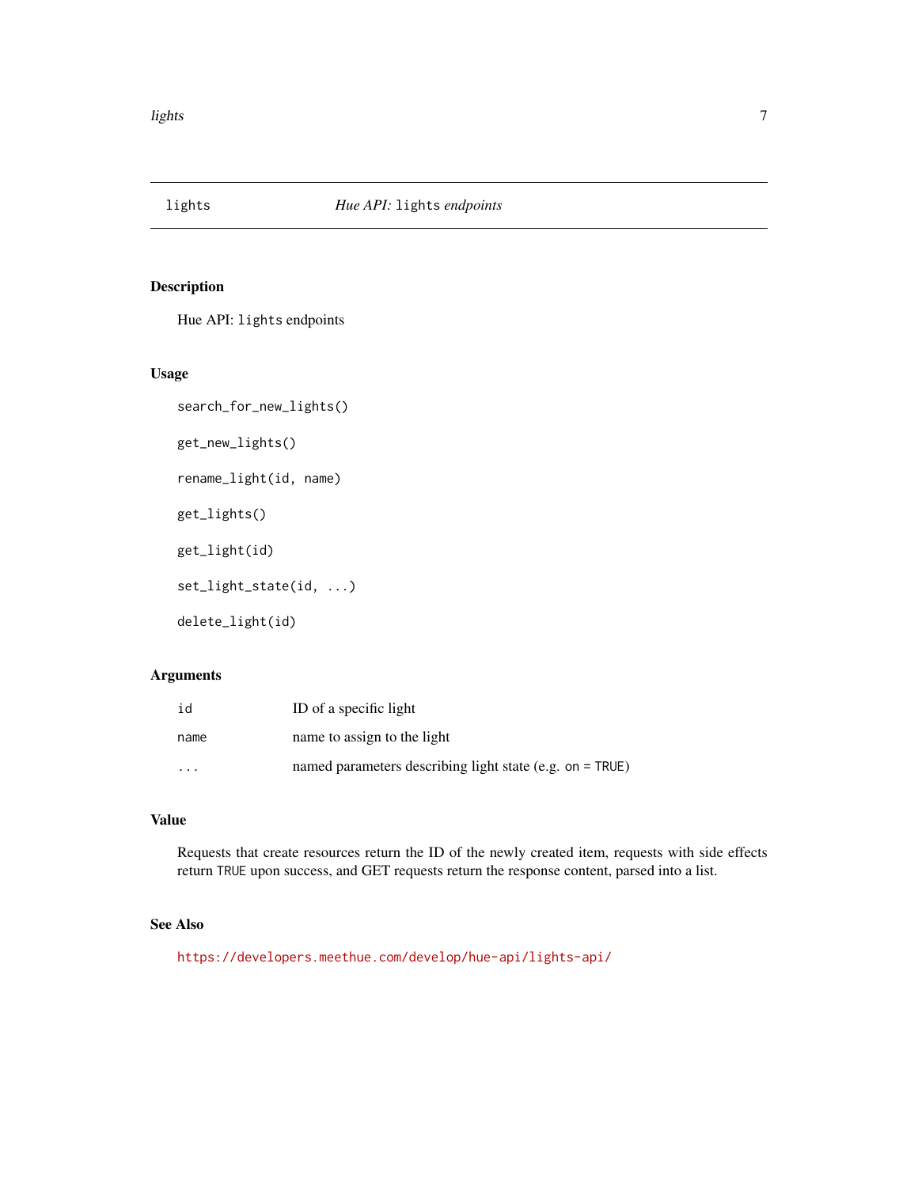## lights — *Hue API:* `lights` *endpoints*

### Description

Hue API: `lights` endpoints

### Usage

```
search_for_new_lights()

get_new_lights()

rename_light(id, name)

get_lights()

get_light(id)

set_light_state(id, ...)

delete_light(id)
```

### Arguments

| | |
|---|---|
| `id` | ID of a specific light |
| `name` | name to assign to the light |
| `...` | named parameters describing light state (e.g. `on = TRUE`) |

### Value

Requests that create resources return the ID of the newly created item, requests with side effects return `TRUE` upon success, and GET requests return the response content, parsed into a list.

### See Also

https://developers.meethue.com/develop/hue-api/lights-api/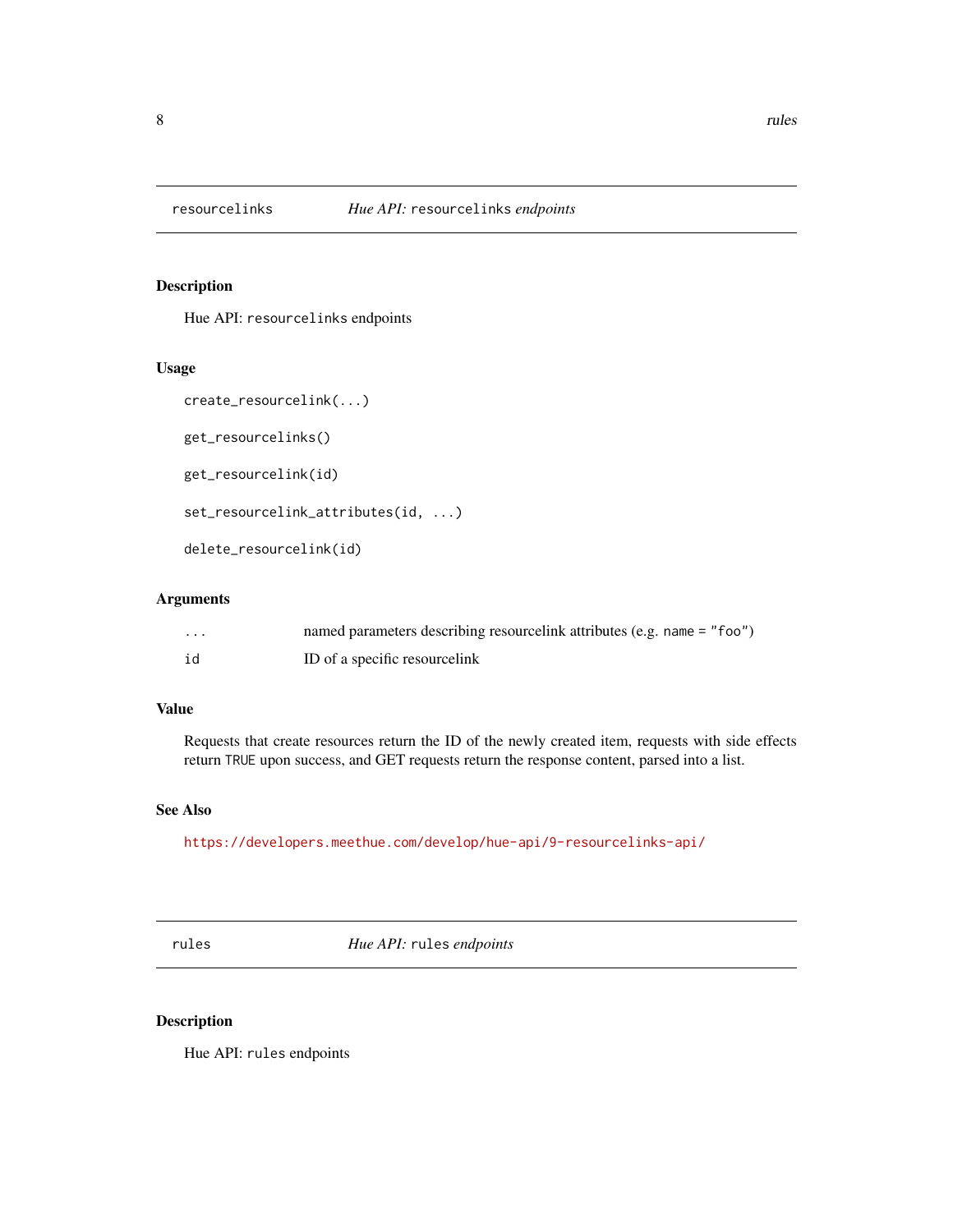## resourcelinks — *Hue API:* `resourcelinks` *endpoints*

### Description

Hue API: `resourcelinks` endpoints

### Usage

```
create_resourcelink(...)

get_resourcelinks()

get_resourcelink(id)

set_resourcelink_attributes(id, ...)

delete_resourcelink(id)
```

### Arguments

| | |
|---|---|
| `...` | named parameters describing resourcelink attributes (e.g. `name = "foo"`) |
| `id` | ID of a specific resourcelink |

### Value

Requests that create resources return the ID of the newly created item, requests with side effects return `TRUE` upon success, and GET requests return the response content, parsed into a list.

### See Also

https://developers.meethue.com/develop/hue-api/9-resourcelinks-api/

## rules — *Hue API:* `rules` *endpoints*

### Description

Hue API: `rules` endpoints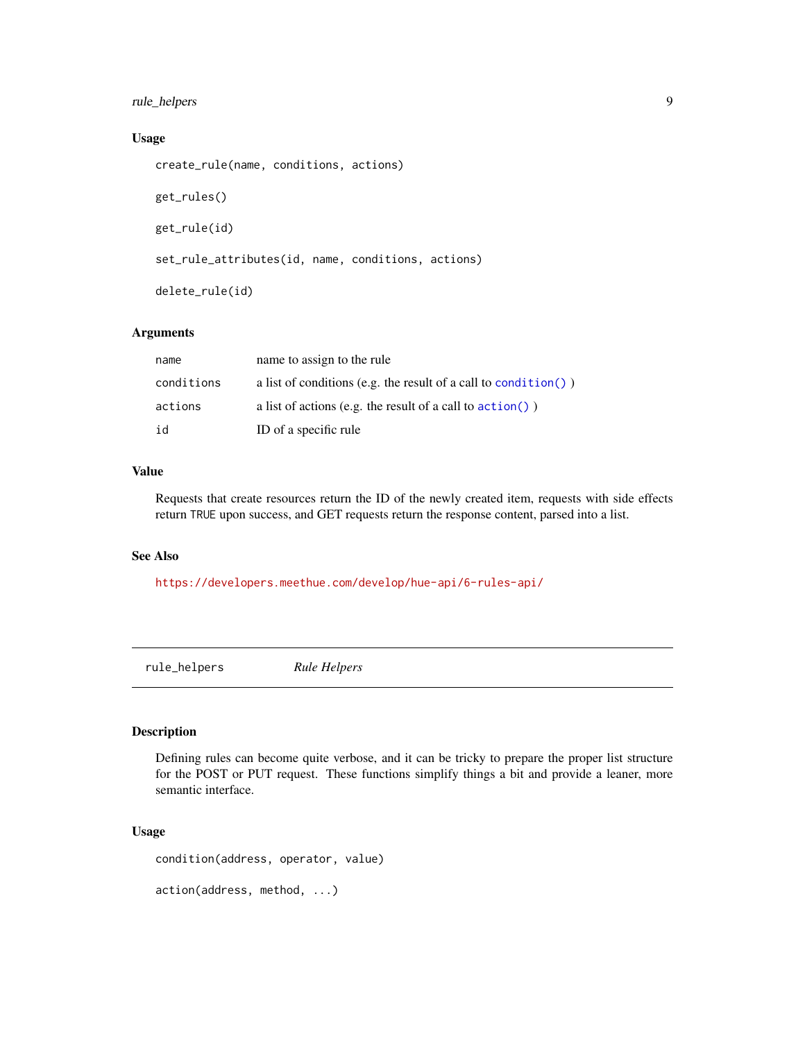### Usage

```
create_rule(name, conditions, actions)

get_rules()

get_rule(id)

set_rule_attributes(id, name, conditions, actions)

delete_rule(id)
```

### Arguments

| | |
|---|---|
| `name` | name to assign to the rule |
| `conditions` | a list of conditions (e.g. the result of a call to `condition()` ) |
| `actions` | a list of actions (e.g. the result of a call to `action()` ) |
| `id` | ID of a specific rule |

### Value

Requests that create resources return the ID of the newly created item, requests with side effects return `TRUE` upon success, and GET requests return the response content, parsed into a list.

### See Also

https://developers.meethue.com/develop/hue-api/6-rules-api/

---

## `rule_helpers` *Rule Helpers*

### Description

Defining rules can become quite verbose, and it can be tricky to prepare the proper list structure for the POST or PUT request. These functions simplify things a bit and provide a leaner, more semantic interface.

### Usage

```
condition(address, operator, value)

action(address, method, ...)
```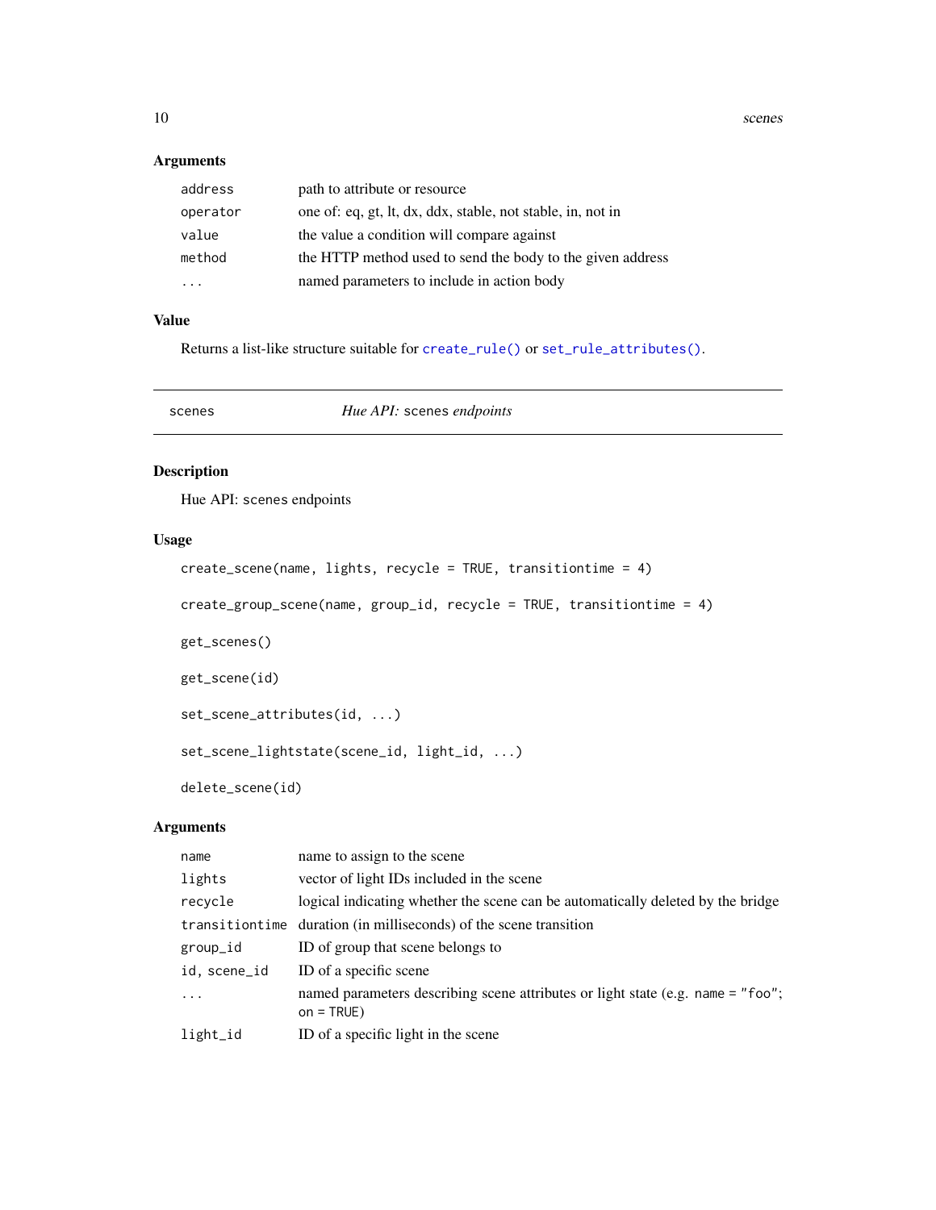### Arguments

| | |
|---|---|
| `address` | path to attribute or resource |
| `operator` | one of: eq, gt, lt, dx, ddx, stable, not stable, in, not in |
| `value` | the value a condition will compare against |
| `method` | the HTTP method used to send the body to the given address |
| `...` | named parameters to include in action body |

### Value

Returns a list-like structure suitable for `create_rule()` or `set_rule_attributes()`.

---

## scenes — *Hue API:* `scenes` *endpoints*

### Description

Hue API: scenes endpoints

### Usage

```
create_scene(name, lights, recycle = TRUE, transitiontime = 4)

create_group_scene(name, group_id, recycle = TRUE, transitiontime = 4)

get_scenes()

get_scene(id)

set_scene_attributes(id, ...)

set_scene_lightstate(scene_id, light_id, ...)

delete_scene(id)
```

### Arguments

| | |
|---|---|
| `name` | name to assign to the scene |
| `lights` | vector of light IDs included in the scene |
| `recycle` | logical indicating whether the scene can be automatically deleted by the bridge |
| `transitiontime` | duration (in milliseconds) of the scene transition |
| `group_id` | ID of group that scene belongs to |
| `id, scene_id` | ID of a specific scene |
| `...` | named parameters describing scene attributes or light state (e.g. `name = "foo"`; `on = TRUE`) |
| `light_id` | ID of a specific light in the scene |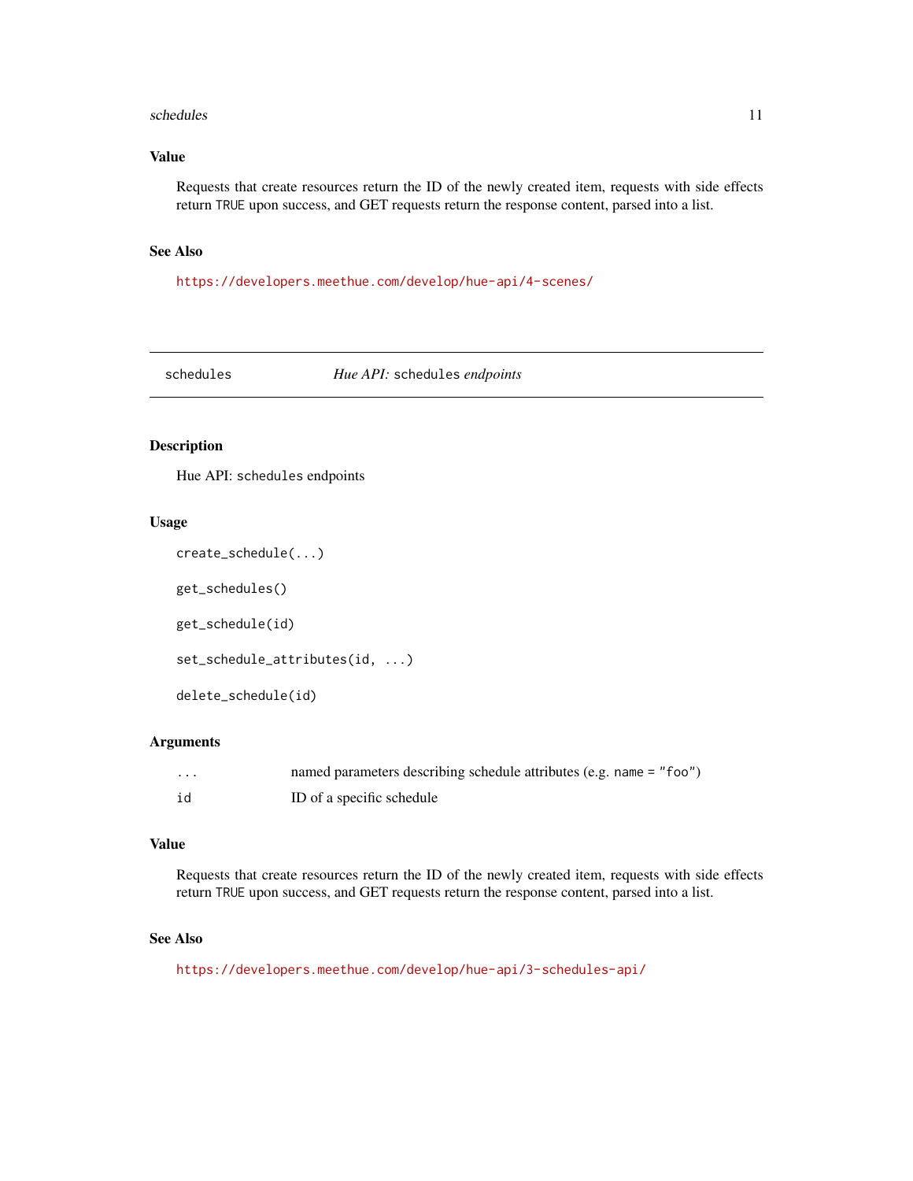### Value

Requests that create resources return the ID of the newly created item, requests with side effects return `TRUE` upon success, and GET requests return the response content, parsed into a list.

### See Also

https://developers.meethue.com/develop/hue-api/4-scenes/

---

## schedules *Hue API:* `schedules` *endpoints*

---

### Description

Hue API: `schedules` endpoints

### Usage

```
create_schedule(...)

get_schedules()

get_schedule(id)

set_schedule_attributes(id, ...)

delete_schedule(id)
```

### Arguments

| | |
|---|---|
| `...` | named parameters describing schedule attributes (e.g. `name = "foo"`) |
| `id` | ID of a specific schedule |

### Value

Requests that create resources return the ID of the newly created item, requests with side effects return `TRUE` upon success, and GET requests return the response content, parsed into a list.

### See Also

https://developers.meethue.com/develop/hue-api/3-schedules-api/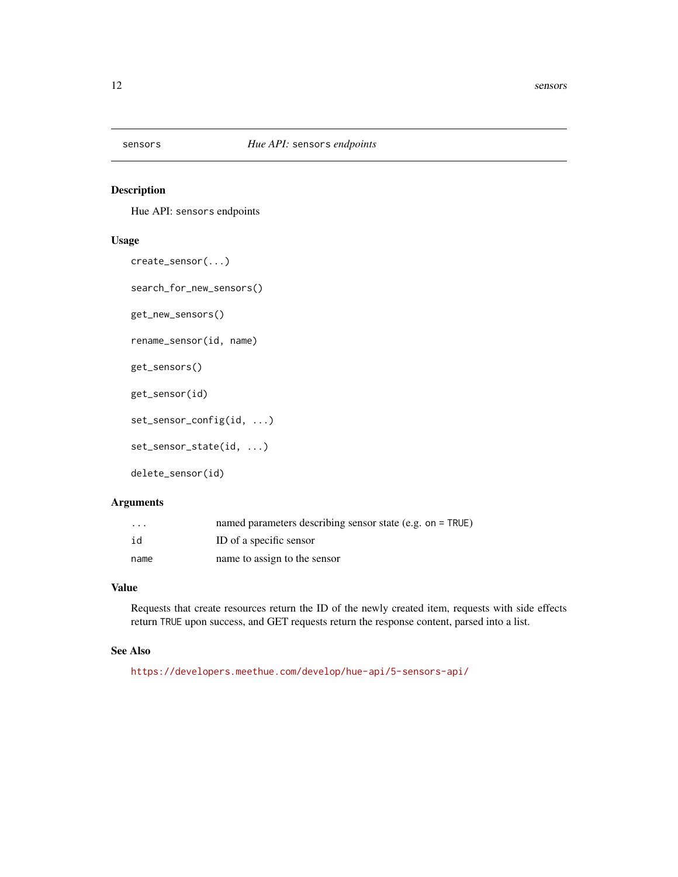# sensors — *Hue API: sensors endpoints*

## Description

Hue API: sensors endpoints

## Usage

```
create_sensor(...)

search_for_new_sensors()

get_new_sensors()

rename_sensor(id, name)

get_sensors()

get_sensor(id)

set_sensor_config(id, ...)

set_sensor_state(id, ...)

delete_sensor(id)
```

## Arguments

| | |
|---|---|
| `...` | named parameters describing sensor state (e.g. `on = TRUE`) |
| `id` | ID of a specific sensor |
| `name` | name to assign to the sensor |

## Value

Requests that create resources return the ID of the newly created item, requests with side effects return `TRUE` upon success, and GET requests return the response content, parsed into a list.

## See Also

https://developers.meethue.com/develop/hue-api/5-sensors-api/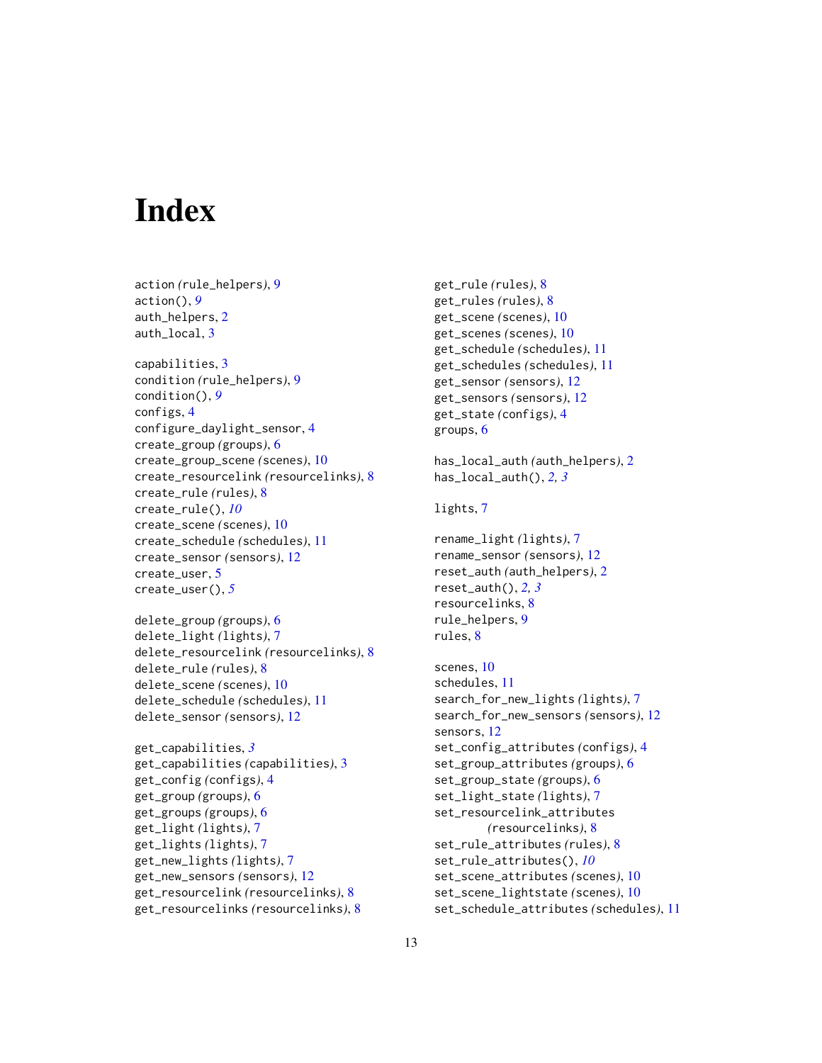# Index

action *(rule_helpers)*, 9
action(), *9*
auth_helpers, 2
auth_local, 3

capabilities, 3
condition *(rule_helpers)*, 9
condition(), *9*
configs, 4
configure_daylight_sensor, 4
create_group *(groups)*, 6
create_group_scene *(scenes)*, 10
create_resourcelink *(resourcelinks)*, 8
create_rule *(rules)*, 8
create_rule(), *10*
create_scene *(scenes)*, 10
create_schedule *(schedules)*, 11
create_sensor *(sensors)*, 12
create_user, 5
create_user(), *5*

delete_group *(groups)*, 6
delete_light *(lights)*, 7
delete_resourcelink *(resourcelinks)*, 8
delete_rule *(rules)*, 8
delete_scene *(scenes)*, 10
delete_schedule *(schedules)*, 11
delete_sensor *(sensors)*, 12

get_capabilities, *3*
get_capabilities *(capabilities)*, 3
get_config *(configs)*, 4
get_group *(groups)*, 6
get_groups *(groups)*, 6
get_light *(lights)*, 7
get_lights *(lights)*, 7
get_new_lights *(lights)*, 7
get_new_sensors *(sensors)*, 12
get_resourcelink *(resourcelinks)*, 8
get_resourcelinks *(resourcelinks)*, 8
get_rule *(rules)*, 8
get_rules *(rules)*, 8
get_scene *(scenes)*, 10
get_scenes *(scenes)*, 10
get_schedule *(schedules)*, 11
get_schedules *(schedules)*, 11
get_sensor *(sensors)*, 12
get_sensors *(sensors)*, 12
get_state *(configs)*, 4
groups, 6

has_local_auth *(auth_helpers)*, 2
has_local_auth(), *2, 3*

lights, 7

rename_light *(lights)*, 7
rename_sensor *(sensors)*, 12
reset_auth *(auth_helpers)*, 2
reset_auth(), *2, 3*
resourcelinks, 8
rule_helpers, 9
rules, 8

scenes, 10
schedules, 11
search_for_new_lights *(lights)*, 7
search_for_new_sensors *(sensors)*, 12
sensors, 12
set_config_attributes *(configs)*, 4
set_group_attributes *(groups)*, 6
set_group_state *(groups)*, 6
set_light_state *(lights)*, 7
set_resourcelink_attributes *(resourcelinks)*, 8
set_rule_attributes *(rules)*, 8
set_rule_attributes(), *10*
set_scene_attributes *(scenes)*, 10
set_scene_lightstate *(scenes)*, 10
set_schedule_attributes *(schedules)*, 11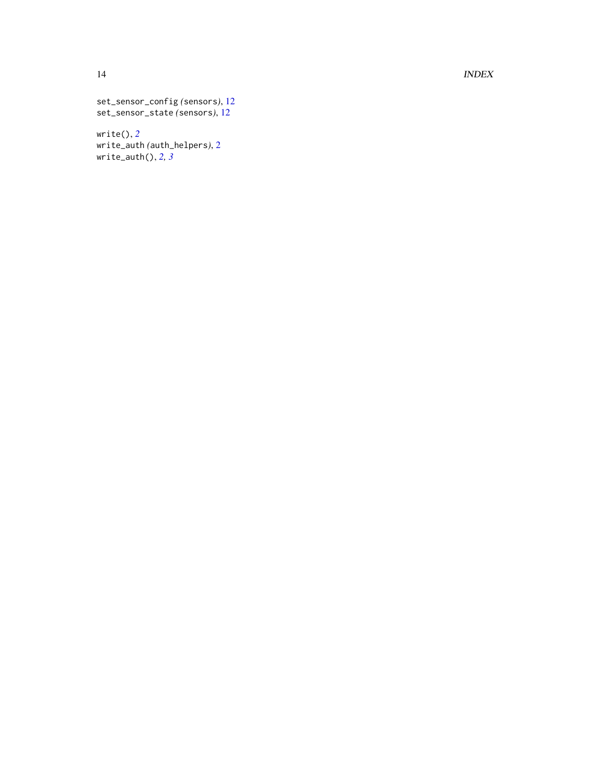set_sensor_config (sensors), 12
set_sensor_state (sensors), 12

write(), *2*
write_auth (auth_helpers), 2
write_auth(), *2, 3*